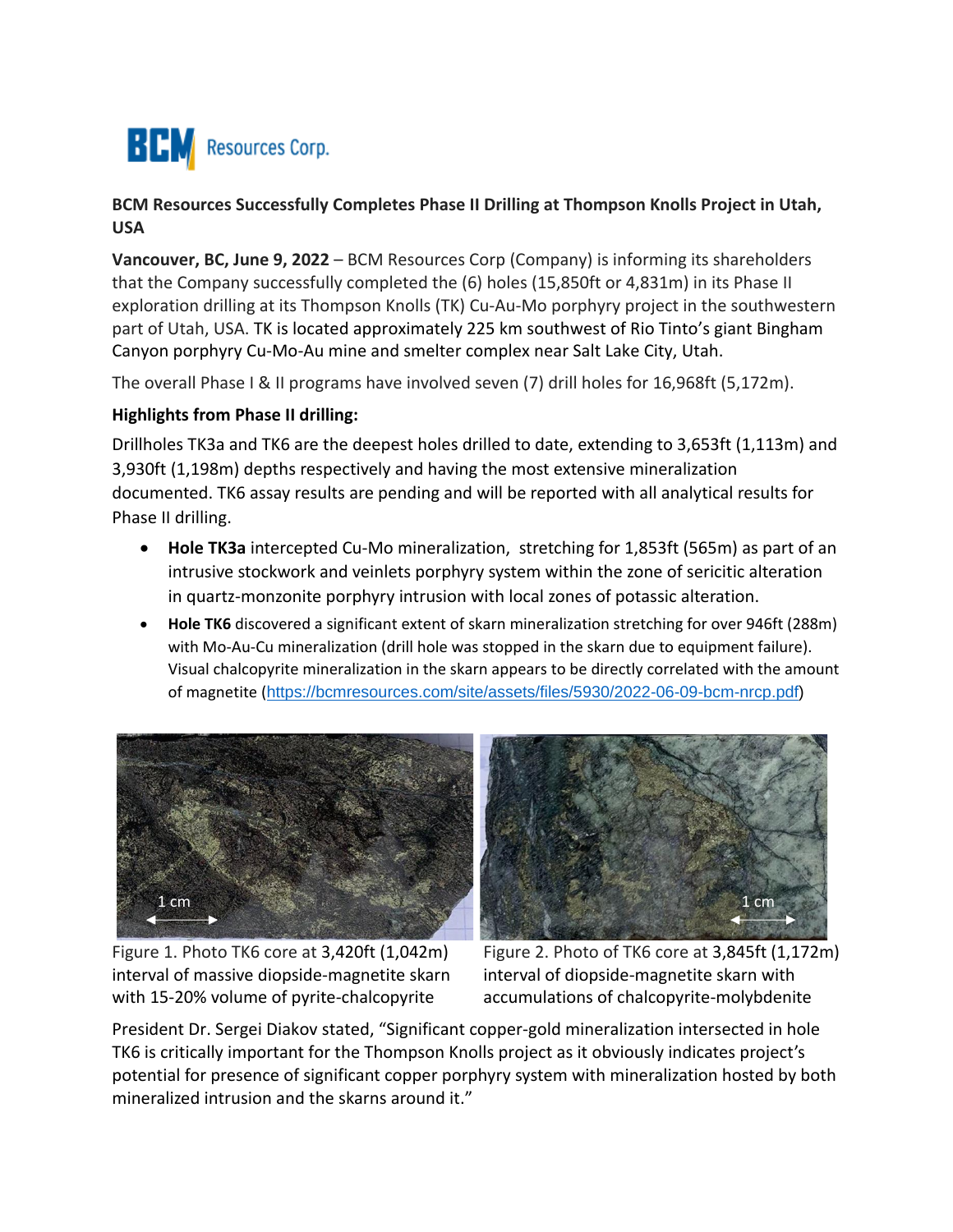BCM Resources Corp.

**BCM Resources Successfully Completes Phase II Drilling at Thompson Knolls Project in Utah, USA**

**Vancouver, BC, June 9, 2022** – BCM Resources Corp (Company) is informing its shareholders that the Company successfully completed the (6) holes (15,850ft or 4,831m) in its Phase II exploration drilling at its Thompson Knolls (TK) Cu-Au-Mo porphyry project in the southwestern part of Utah, USA. TK is located approximately 225 km southwest of Rio Tinto's giant Bingham Canyon porphyry Cu-Mo-Au mine and smelter complex near Salt Lake City, Utah.

The overall Phase I & II programs have involved seven (7) drill holes for 16,968ft (5,172m).

**Highlights from Phase II drilling:**

Drillholes TK3a and TK6 are the deepest holes drilled to date, extending to 3,653ft (1,113m) and 3,930ft (1,198m) depths respectively and having the most extensive mineralization documented. TK6 assay results are pending and will be reported with all analytical results for Phase II drilling.

- **Hole TK3a** intercepted Cu-Mo mineralization, stretching for 1,853ft (565m) as part of an intrusive stockwork and veinlets porphyry system within the zone of sericitic alteration in quartz-monzonite porphyry intrusion with local zones of potassic alteration.
- **Hole TK6** discovered a significant extent of skarn mineralization stretching for over 946ft (288m) with Mo-Au-Cu mineralization (drill hole was stopped in the skarn due to equipment failure). Visual chalcopyrite mineralization in the skarn appears to be directly correlated with the amount of magnetite (https://bcmresources.com/site/assets/files/5930/2022-06-09-bcm-nrcp.pdf)

Figure 1. Photo TK6 core at 3,420ft (1,042m) interval of massive diopside-magnetite skarn with 15-20% volume of pyrite-chalcopyrite

Figure 2. Photo of TK6 core at 3,845ft (1,172m) interval of diopside-magnetite skarn with accumulations of chalcopyrite-molybdenite

President Dr. Sergei Diakov stated, "Significant copper-gold mineralization intersected in hole TK6 is critically important for the Thompson Knolls project as it obviously indicates project's potential for presence of significant copper porphyry system with mineralization hosted by both mineralized intrusion and the skarns around it."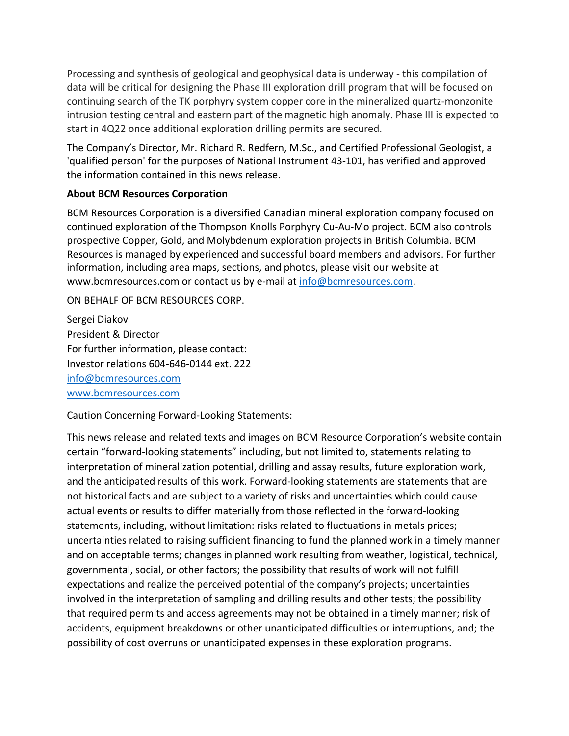Processing and synthesis of geological and geophysical data is underway - this compilation of data will be critical for designing the Phase III exploration drill program that will be focused on continuing search of the TK porphyry system copper core in the mineralized quartz-monzonite intrusion testing central and eastern part of the magnetic high anomaly. Phase III is expected to start in 4Q22 once additional exploration drilling permits are secured.

The Company's Director, Mr. Richard R. Redfern, M.Sc., and Certified Professional Geologist, a 'qualified person' for the purposes of National Instrument 43-101, has verified and approved the information contained in this news release.

**About BCM Resources Corporation**

BCM Resources Corporation is a diversified Canadian mineral exploration company focused on continued exploration of the Thompson Knolls Porphyry Cu-Au-Mo project. BCM also controls prospective Copper, Gold, and Molybdenum exploration projects in British Columbia. BCM Resources is managed by experienced and successful board members and advisors. For further information, including area maps, sections, and photos, please visit our website at www.bcmresources.com or contact us by e-mail at info@bcmresources.com.

ON BEHALF OF BCM RESOURCES CORP.

Sergei Diakov
President & Director
For further information, please contact:
Investor relations 604-646-0144 ext. 222
info@bcmresources.com
www.bcmresources.com

Caution Concerning Forward-Looking Statements:

This news release and related texts and images on BCM Resource Corporation's website contain certain "forward-looking statements" including, but not limited to, statements relating to interpretation of mineralization potential, drilling and assay results, future exploration work, and the anticipated results of this work. Forward-looking statements are statements that are not historical facts and are subject to a variety of risks and uncertainties which could cause actual events or results to differ materially from those reflected in the forward-looking statements, including, without limitation: risks related to fluctuations in metals prices; uncertainties related to raising sufficient financing to fund the planned work in a timely manner and on acceptable terms; changes in planned work resulting from weather, logistical, technical, governmental, social, or other factors; the possibility that results of work will not fulfill expectations and realize the perceived potential of the company's projects; uncertainties involved in the interpretation of sampling and drilling results and other tests; the possibility that required permits and access agreements may not be obtained in a timely manner; risk of accidents, equipment breakdowns or other unanticipated difficulties or interruptions, and; the possibility of cost overruns or unanticipated expenses in these exploration programs.